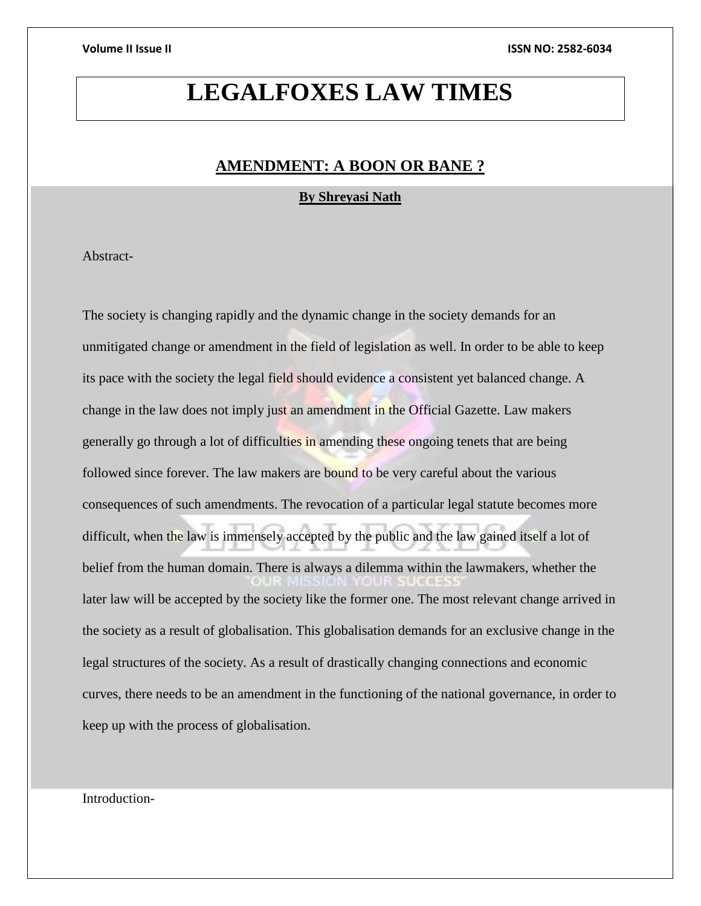# LEGALFOXES LAW TIMES

## AMENDMENT: A BOON OR BANE ?

**By Shreyasi Nath**

Abstract-

The society is changing rapidly and the dynamic change in the society demands for an unmitigated change or amendment in the field of legislation as well. In order to be able to keep its pace with the society the legal field should evidence a consistent yet balanced change. A change in the law does not imply just an amendment in the Official Gazette. Law makers generally go through a lot of difficulties in amending these ongoing tenets that are being followed since forever. The law makers are bound to be very careful about the various consequences of such amendments. The revocation of a particular legal statute becomes more difficult, when the law is immensely accepted by the public and the law gained itself a lot of belief from the human domain. There is always a dilemma within the lawmakers, whether the later law will be accepted by the society like the former one. The most relevant change arrived in the society as a result of globalisation. This globalisation demands for an exclusive change in the legal structures of the society. As a result of drastically changing connections and economic curves, there needs to be an amendment in the functioning of the national governance, in order to keep up with the process of globalisation.

Introduction-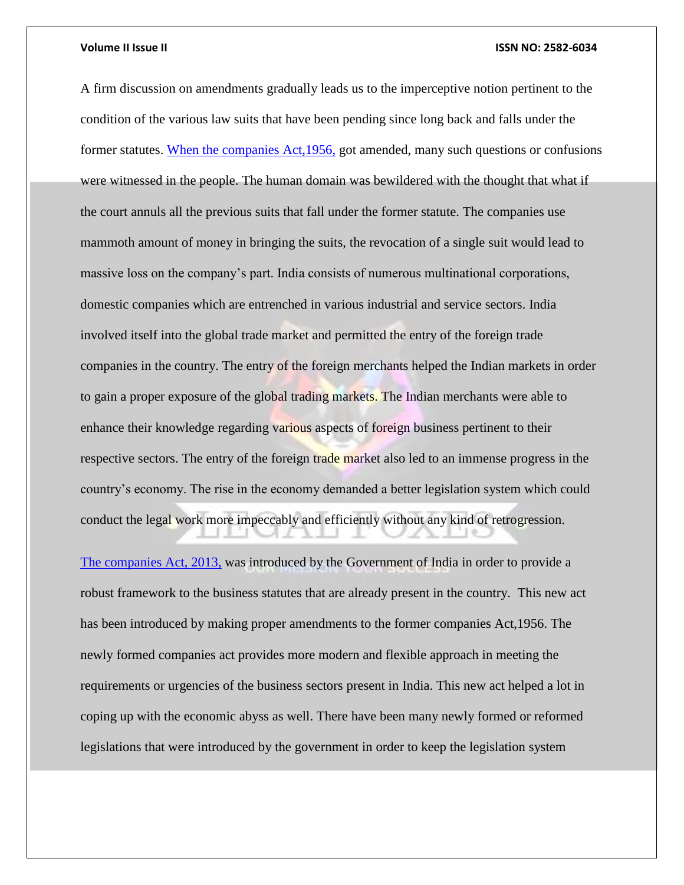A firm discussion on amendments gradually leads us to the imperceptive notion pertinent to the condition of the various law suits that have been pending since long back and falls under the former statutes. When the companies Act,1956, got amended, many such questions or confusions were witnessed in the people. The human domain was bewildered with the thought that what if the court annuls all the previous suits that fall under the former statute. The companies use mammoth amount of money in bringing the suits, the revocation of a single suit would lead to massive loss on the company's part. India consists of numerous multinational corporations, domestic companies which are entrenched in various industrial and service sectors. India involved itself into the global trade market and permitted the entry of the foreign trade companies in the country. The entry of the foreign merchants helped the Indian markets in order to gain a proper exposure of the global trading markets. The Indian merchants were able to enhance their knowledge regarding various aspects of foreign business pertinent to their respective sectors. The entry of the foreign trade market also led to an immense progress in the country's economy. The rise in the economy demanded a better legislation system which could conduct the legal work more impeccably and efficiently without any kind of retrogression.

The companies Act, 2013, was introduced by the Government of India in order to provide a robust framework to the business statutes that are already present in the country. This new act has been introduced by making proper amendments to the former companies Act,1956. The newly formed companies act provides more modern and flexible approach in meeting the requirements or urgencies of the business sectors present in India. This new act helped a lot in coping up with the economic abyss as well. There have been many newly formed or reformed legislations that were introduced by the government in order to keep the legislation system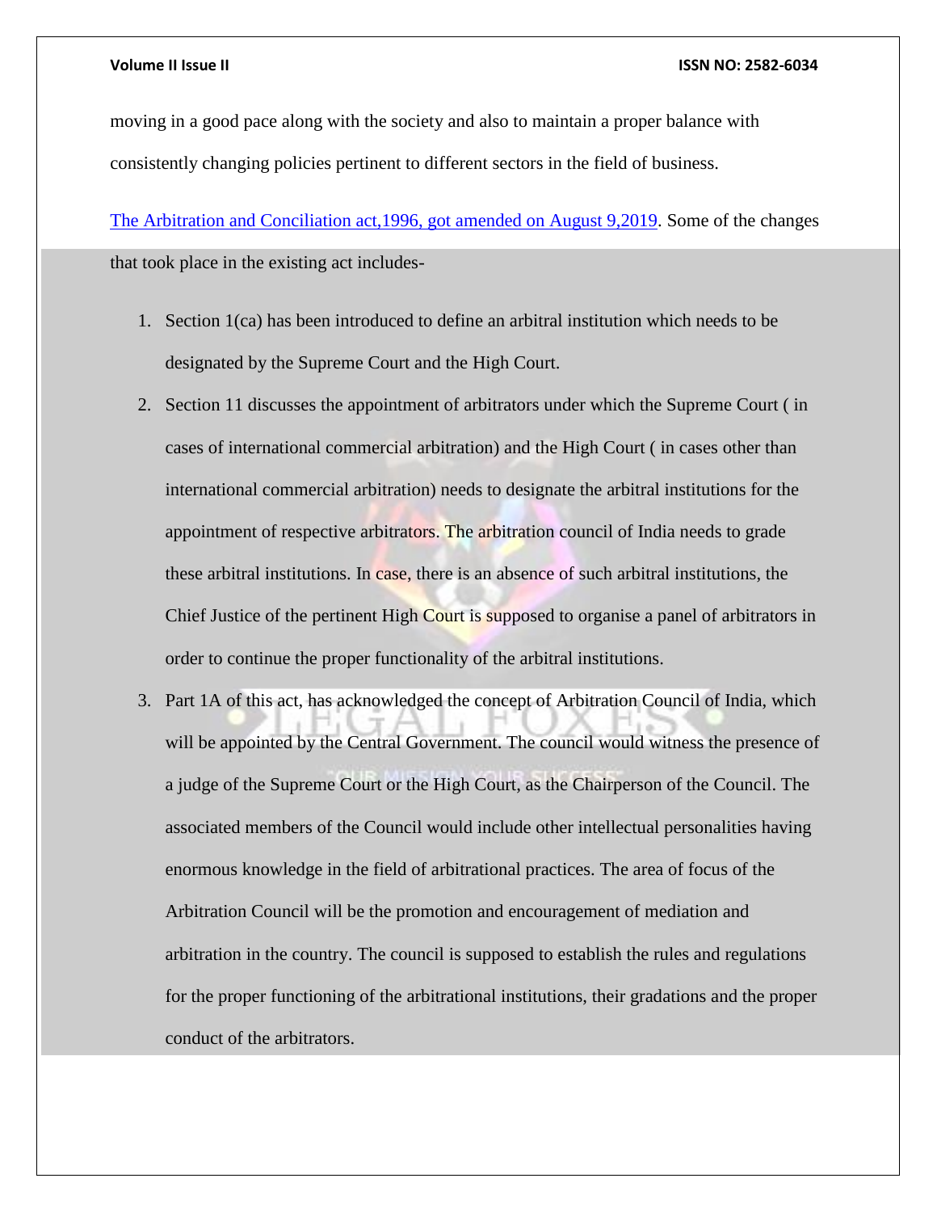moving in a good pace along with the society and also to maintain a proper balance with consistently changing policies pertinent to different sectors in the field of business.

[The Arbitration and Conciliation act,1996, got amended on August 9,2019]. Some of the changes that took place in the existing act includes-

1. Section 1(ca) has been introduced to define an arbitral institution which needs to be designated by the Supreme Court and the High Court.
2. Section 11 discusses the appointment of arbitrators under which the Supreme Court ( in cases of international commercial arbitration) and the High Court ( in cases other than international commercial arbitration) needs to designate the arbitral institutions for the appointment of respective arbitrators. The arbitration council of India needs to grade these arbitral institutions. In case, there is an absence of such arbitral institutions, the Chief Justice of the pertinent High Court is supposed to organise a panel of arbitrators in order to continue the proper functionality of the arbitral institutions.
3. Part 1A of this act, has acknowledged the concept of Arbitration Council of India, which will be appointed by the Central Government. The council would witness the presence of a judge of the Supreme Court or the High Court, as the Chairperson of the Council. The associated members of the Council would include other intellectual personalities having enormous knowledge in the field of arbitrational practices. The area of focus of the Arbitration Council will be the promotion and encouragement of mediation and arbitration in the country. The council is supposed to establish the rules and regulations for the proper functioning of the arbitrational institutions, their gradations and the proper conduct of the arbitrators.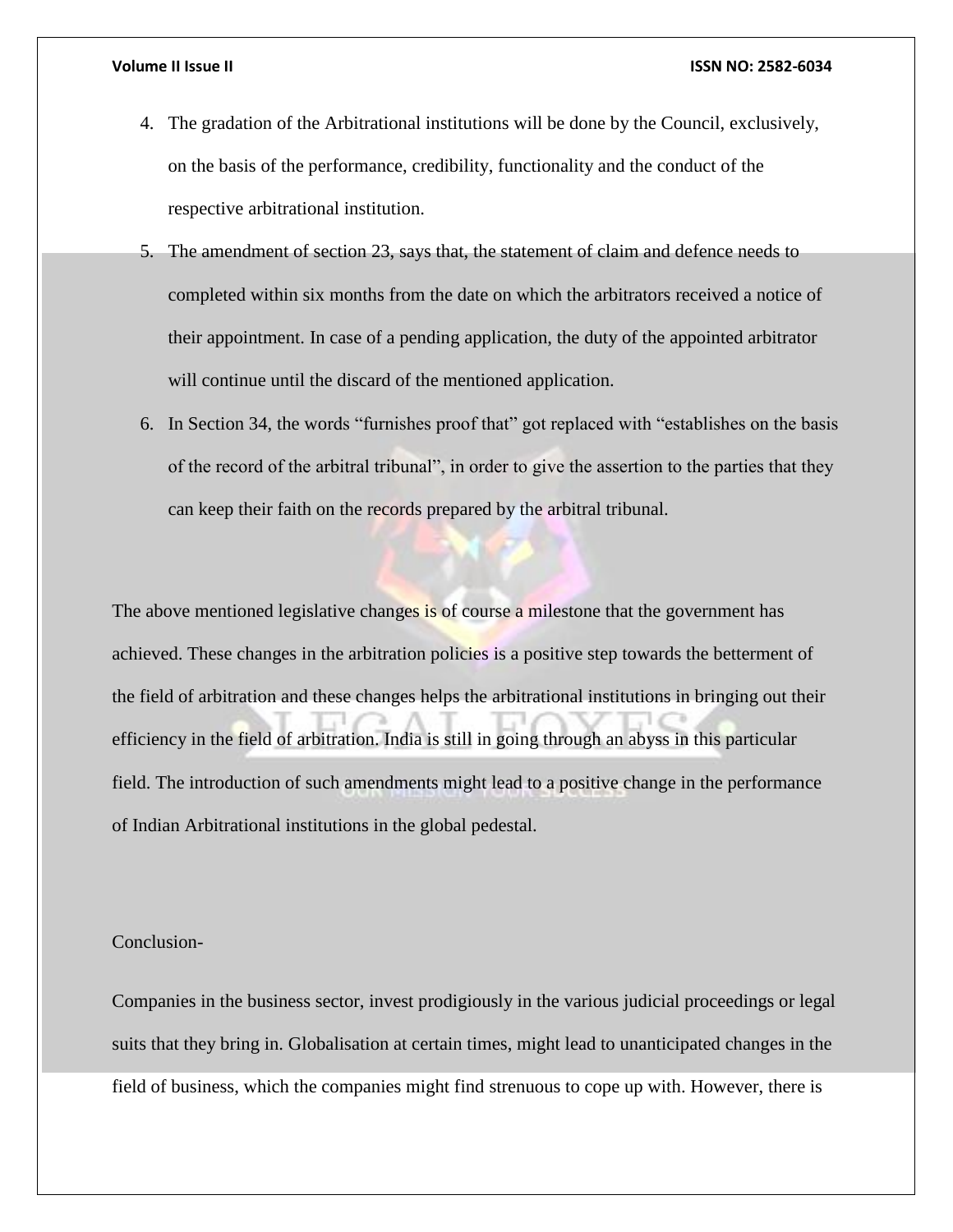4. The gradation of the Arbitrational institutions will be done by the Council, exclusively, on the basis of the performance, credibility, functionality and the conduct of the respective arbitrational institution.
5. The amendment of section 23, says that, the statement of claim and defence needs to completed within six months from the date on which the arbitrators received a notice of their appointment. In case of a pending application, the duty of the appointed arbitrator will continue until the discard of the mentioned application.
6. In Section 34, the words "furnishes proof that" got replaced with "establishes on the basis of the record of the arbitral tribunal", in order to give the assertion to the parties that they can keep their faith on the records prepared by the arbitral tribunal.

The above mentioned legislative changes is of course a milestone that the government has achieved. These changes in the arbitration policies is a positive step towards the betterment of the field of arbitration and these changes helps the arbitrational institutions in bringing out their efficiency in the field of arbitration. India is still in going through an abyss in this particular field. The introduction of such amendments might lead to a positive change in the performance of Indian Arbitrational institutions in the global pedestal.

Conclusion-

Companies in the business sector, invest prodigiously in the various judicial proceedings or legal suits that they bring in. Globalisation at certain times, might lead to unanticipated changes in the field of business, which the companies might find strenuous to cope up with. However, there is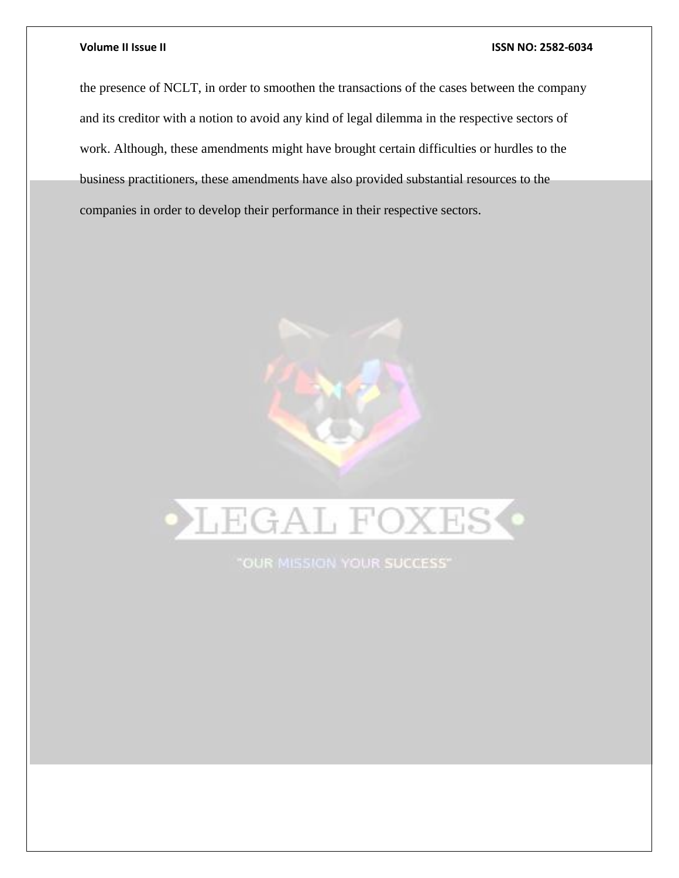the presence of NCLT, in order to smoothen the transactions of the cases between the company and its creditor with a notion to avoid any kind of legal dilemma in the respective sectors of work. Although, these amendments might have brought certain difficulties or hurdles to the business practitioners, these amendments have also provided substantial resources to the companies in order to develop their performance in their respective sectors.